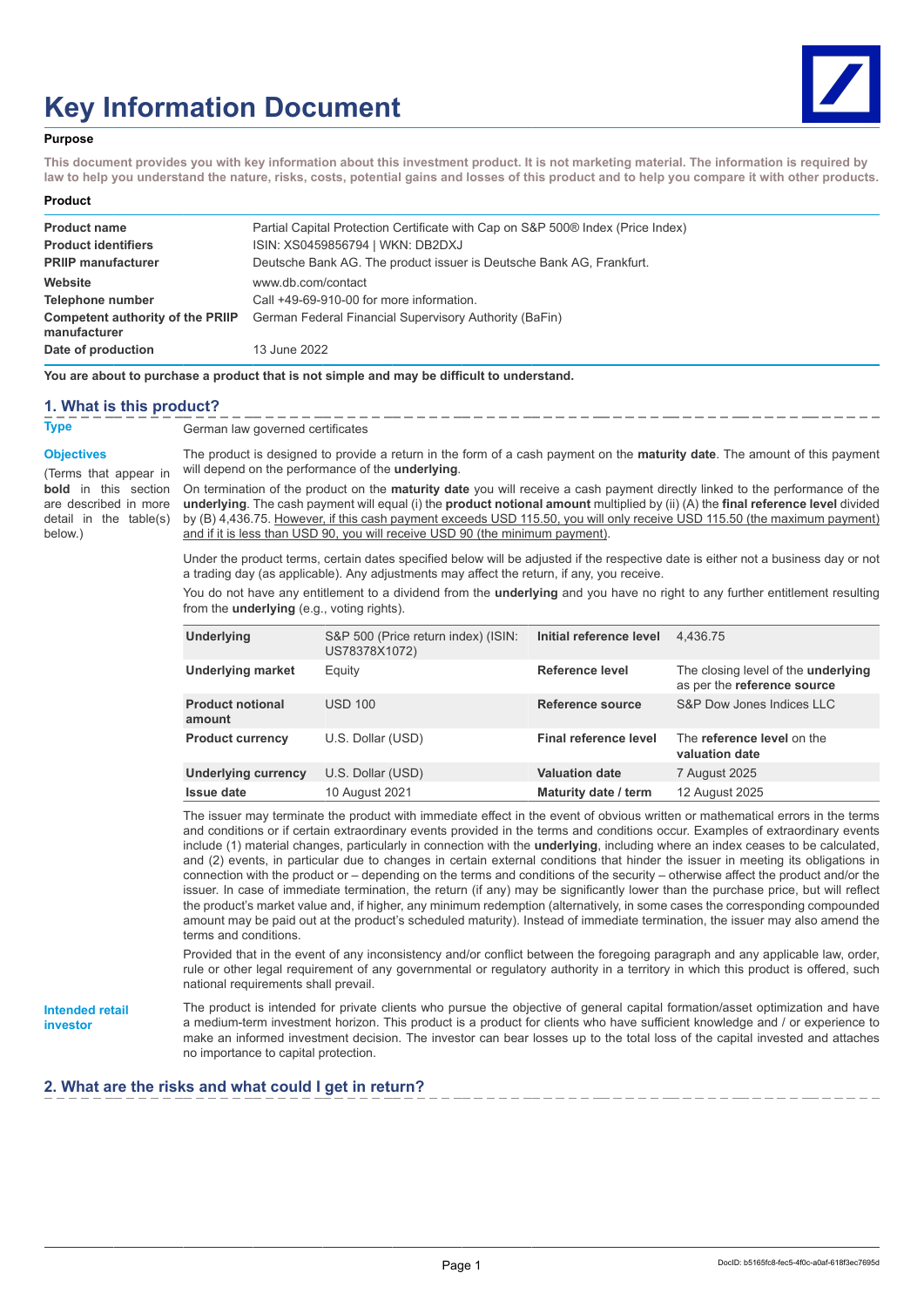# Key Information Document

**Purpose**

**This document provides you with key information about this investment product. It is not marketing material. The information is required by law to help you understand the nature, risks, costs, potential gains and losses of this product and to help you compare it with other products.**

**Product**

| | |
|---|---|
| **Product name** | Partial Capital Protection Certificate with Cap on S&P 500® Index (Price Index) |
| **Product identifiers** | ISIN: XS0459856794 \| WKN: DB2DXJ |
| **PRIIP manufacturer** | Deutsche Bank AG. The product issuer is Deutsche Bank AG, Frankfurt. |
| **Website** | www.db.com/contact |
| **Telephone number** | Call +49-69-910-00 for more information. |
| **Competent authority of the PRIIP manufacturer** | German Federal Financial Supervisory Authority (BaFin) |
| **Date of production** | 13 June 2022 |

**You are about to purchase a product that is not simple and may be difficult to understand.**

## 1. What is this product?

**Type**

German law governed certificates

**Objectives**

(Terms that appear in **bold** in this section are described in more detail in the table(s) below.)

The product is designed to provide a return in the form of a cash payment on the **maturity date**. The amount of this payment will depend on the performance of the **underlying**.

On termination of the product on the **maturity date** you will receive a cash payment directly linked to the performance of the **underlying**. The cash payment will equal (i) the **product notional amount** multiplied by (ii) (A) the **final reference level** divided by (B) 4,436.75. However, if this cash payment exceeds USD 115.50, you will only receive USD 115.50 (the maximum payment) and if it is less than USD 90, you will receive USD 90 (the minimum payment).

Under the product terms, certain dates specified below will be adjusted if the respective date is either not a business day or not a trading day (as applicable). Any adjustments may affect the return, if any, you receive.

You do not have any entitlement to a dividend from the **underlying** and you have no right to any further entitlement resulting from the **underlying** (e.g., voting rights).

| | | | |
|---|---|---|---|
| **Underlying** | S&P 500 (Price return index) (ISIN: US78378X1072) | **Initial reference level** | 4,436.75 |
| **Underlying market** | Equity | **Reference level** | The closing level of the **underlying** as per the **reference source** |
| **Product notional amount** | USD 100 | **Reference source** | S&P Dow Jones Indices LLC |
| **Product currency** | U.S. Dollar (USD) | **Final reference level** | The **reference level** on the **valuation date** |
| **Underlying currency** | U.S. Dollar (USD) | **Valuation date** | 7 August 2025 |
| **Issue date** | 10 August 2021 | **Maturity date / term** | 12 August 2025 |

The issuer may terminate the product with immediate effect in the event of obvious written or mathematical errors in the terms and conditions or if certain extraordinary events provided in the terms and conditions occur. Examples of extraordinary events include (1) material changes, particularly in connection with the **underlying**, including where an index ceases to be calculated, and (2) events, in particular due to changes in certain external conditions that hinder the issuer in meeting its obligations in connection with the product or – depending on the terms and conditions of the security – otherwise affect the product and/or the issuer. In case of immediate termination, the return (if any) may be significantly lower than the purchase price, but will reflect the product's market value and, if higher, any minimum redemption (alternatively, in some cases the corresponding compounded amount may be paid out at the product's scheduled maturity). Instead of immediate termination, the issuer may also amend the terms and conditions.

Provided that in the event of any inconsistency and/or conflict between the foregoing paragraph and any applicable law, order, rule or other legal requirement of any governmental or regulatory authority in a territory in which this product is offered, such national requirements shall prevail.

**Intended retail investor**

The product is intended for private clients who pursue the objective of general capital formation/asset optimization and have a medium-term investment horizon. This product is a product for clients who have sufficient knowledge and / or experience to make an informed investment decision. The investor can bear losses up to the total loss of the capital invested and attaches no importance to capital protection.

## 2. What are the risks and what could I get in return?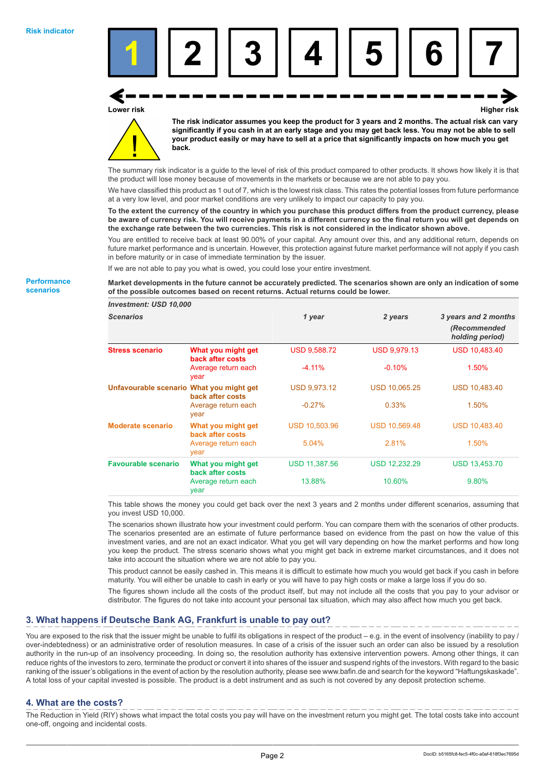**Risk indicator**

1 2 3 4 5 6 7

Lower risk — Higher risk

**The risk indicator assumes you keep the product for 3 years and 2 months. The actual risk can vary significantly if you cash in at an early stage and you may get back less. You may not be able to sell your product easily or may have to sell at a price that significantly impacts on how much you get back.**

The summary risk indicator is a guide to the level of risk of this product compared to other products. It shows how likely it is that the product will lose money because of movements in the markets or because we are not able to pay you.

We have classified this product as 1 out of 7, which is the lowest risk class. This rates the potential losses from future performance at a very low level, and poor market conditions are very unlikely to impact our capacity to pay you.

**To the extent the currency of the country in which you purchase this product differs from the product currency, please be aware of currency risk. You will receive payments in a different currency so the final return you will get depends on the exchange rate between the two currencies. This risk is not considered in the indicator shown above.**

You are entitled to receive back at least 90.00% of your capital. Any amount over this, and any additional return, depends on future market performance and is uncertain. However, this protection against future market performance will not apply if you cash in before maturity or in case of immediate termination by the issuer.

If we are not able to pay you what is owed, you could lose your entire investment.

**Performance scenarios**

**Market developments in the future cannot be accurately predicted. The scenarios shown are only an indication of some of the possible outcomes based on recent returns. Actual returns could be lower.**

| *Investment: USD 10,000* | | | | |
|---|---|---|---|---|
| ***Scenarios*** | | ***1 year*** | ***2 years*** | ***3 years and 2 months (Recommended holding period)*** |
| **Stress scenario** | **What you might get back after costs** | USD 9,588.72 | USD 9,979.13 | USD 10,483.40 |
| | Average return each year | -4.11% | -0.10% | 1.50% |
| **Unfavourable scenario** | **What you might get back after costs** | USD 9,973.12 | USD 10,065.25 | USD 10,483.40 |
| | Average return each year | -0.27% | 0.33% | 1.50% |
| **Moderate scenario** | **What you might get back after costs** | USD 10,503.96 | USD 10,569.48 | USD 10,483.40 |
| | Average return each year | 5.04% | 2.81% | 1.50% |
| **Favourable scenario** | **What you might get back after costs** | USD 11,387.56 | USD 12,232.29 | USD 13,453.70 |
| | Average return each year | 13.88% | 10.60% | 9.80% |

This table shows the money you could get back over the next 3 years and 2 months under different scenarios, assuming that you invest USD 10,000.

The scenarios shown illustrate how your investment could perform. You can compare them with the scenarios of other products. The scenarios presented are an estimate of future performance based on evidence from the past on how the value of this investment varies, and are not an exact indicator. What you get will vary depending on how the market performs and how long you keep the product. The stress scenario shows what you might get back in extreme market circumstances, and it does not take into account the situation where we are not able to pay you.

This product cannot be easily cashed in. This means it is difficult to estimate how much you would get back if you cash in before maturity. You will either be unable to cash in early or you will have to pay high costs or make a large loss if you do so.

The figures shown include all the costs of the product itself, but may not include all the costs that you pay to your advisor or distributor. The figures do not take into account your personal tax situation, which may also affect how much you get back.

## 3. What happens if Deutsche Bank AG, Frankfurt is unable to pay out?

You are exposed to the risk that the issuer might be unable to fulfil its obligations in respect of the product – e.g. in the event of insolvency (inability to pay / over-indebtedness) or an administrative order of resolution measures. In case of a crisis of the issuer such an order can also be issued by a resolution authority in the run-up of an insolvency proceeding. In doing so, the resolution authority has extensive intervention powers. Among other things, it can reduce rights of the investors to zero, terminate the product or convert it into shares of the issuer and suspend rights of the investors. With regard to the basic ranking of the issuer's obligations in the event of action by the resolution authority, please see www.bafin.de and search for the keyword "Haftungskaskade". A total loss of your capital invested is possible. The product is a debt instrument and as such is not covered by any deposit protection scheme.

## 4. What are the costs?

The Reduction in Yield (RIY) shows what impact the total costs you pay will have on the investment return you might get. The total costs take into account one-off, ongoing and incidental costs.

DocID: b5165fc8-fec5-4f0c-a0af-618f3ec7695d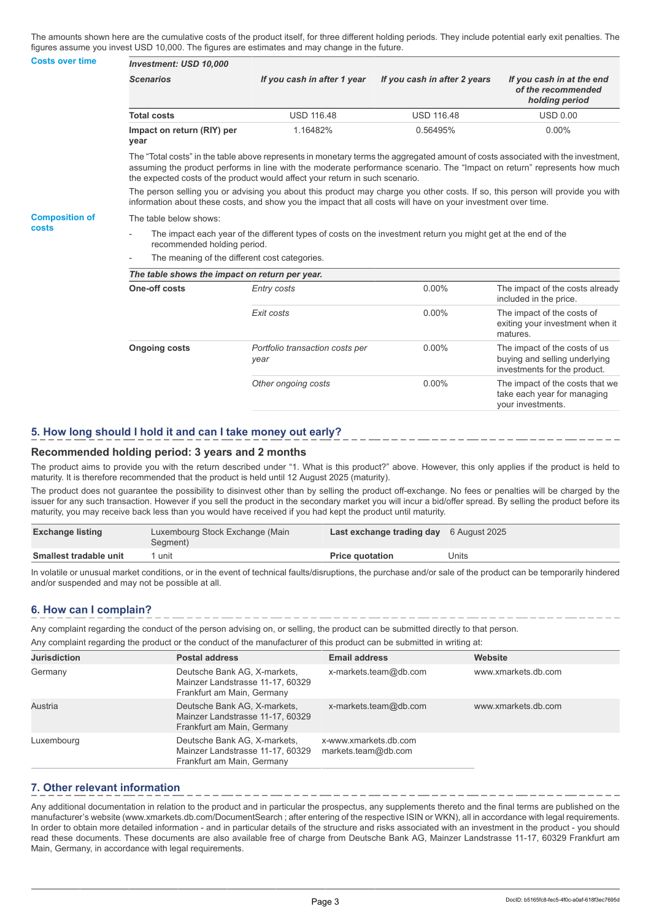The amounts shown here are the cumulative costs of the product itself, for three different holding periods. They include potential early exit penalties. The figures assume you invest USD 10,000. The figures are estimates and may change in the future.

**Costs over time**

| *Investment: USD 10,000* | | | |
|---|---|---|---|
| ***Scenarios*** | ***If you cash in after 1 year*** | ***If you cash in after 2 years*** | ***If you cash in at the end of the recommended holding period*** |
| **Total costs** | USD 116.48 | USD 116.48 | USD 0.00 |
| **Impact on return (RIY) per year** | 1.16482% | 0.56495% | 0.00% |

The "Total costs" in the table above represents in monetary terms the aggregated amount of costs associated with the investment, assuming the product performs in line with the moderate performance scenario. The "Impact on return" represents how much the expected costs of the product would affect your return in such scenario.

The person selling you or advising you about this product may charge you other costs. If so, this person will provide you with information about these costs, and show you the impact that all costs will have on your investment over time.

**Composition of costs**

The table below shows:

- The impact each year of the different types of costs on the investment return you might get at the end of the recommended holding period.
- The meaning of the different cost categories.

| *The table shows the impact on return per year.* | | | |
|---|---|---|---|
| **One-off costs** | *Entry costs* | 0.00% | The impact of the costs already included in the price. |
| | *Exit costs* | 0.00% | The impact of the costs of exiting your investment when it matures. |
| **Ongoing costs** | *Portfolio transaction costs per year* | 0.00% | The impact of the costs of us buying and selling underlying investments for the product. |
| | *Other ongoing costs* | 0.00% | The impact of the costs that we take each year for managing your investments. |

## 5. How long should I hold it and can I take money out early?

### Recommended holding period: 3 years and 2 months

The product aims to provide you with the return described under "1. What is this product?" above. However, this only applies if the product is held to maturity. It is therefore recommended that the product is held until 12 August 2025 (maturity).

The product does not guarantee the possibility to disinvest other than by selling the product off-exchange. No fees or penalties will be charged by the issuer for any such transaction. However if you sell the product in the secondary market you will incur a bid/offer spread. By selling the product before its maturity, you may receive back less than you would have received if you had kept the product until maturity.

| | | | |
|---|---|---|---|
| **Exchange listing** | Luxembourg Stock Exchange (Main Segment) | **Last exchange trading day** | 6 August 2025 |
| **Smallest tradable unit** | 1 unit | **Price quotation** | Units |

In volatile or unusual market conditions, or in the event of technical faults/disruptions, the purchase and/or sale of the product can be temporarily hindered and/or suspended and may not be possible at all.

## 6. How can I complain?

Any complaint regarding the conduct of the person advising on, or selling, the product can be submitted directly to that person.

Any complaint regarding the product or the conduct of the manufacturer of this product can be submitted in writing at:

| Jurisdiction | Postal address | Email address | Website |
|---|---|---|---|
| Germany | Deutsche Bank AG, X-markets, Mainzer Landstrasse 11-17, 60329 Frankfurt am Main, Germany | x-markets.team@db.com | www.xmarkets.db.com |
| Austria | Deutsche Bank AG, X-markets, Mainzer Landstrasse 11-17, 60329 Frankfurt am Main, Germany | x-markets.team@db.com | www.xmarkets.db.com |
| Luxembourg | Deutsche Bank AG, X-markets, Mainzer Landstrasse 11-17, 60329 Frankfurt am Main, Germany | x-www.xmarkets.db.com markets.team@db.com | |

## 7. Other relevant information

Any additional documentation in relation to the product and in particular the prospectus, any supplements thereto and the final terms are published on the manufacturer's website (www.xmarkets.db.com/DocumentSearch ; after entering of the respective ISIN or WKN), all in accordance with legal requirements. In order to obtain more detailed information - and in particular details of the structure and risks associated with an investment in the product - you should read these documents. These documents are also available free of charge from Deutsche Bank AG, Mainzer Landstrasse 11-17, 60329 Frankfurt am Main, Germany, in accordance with legal requirements.